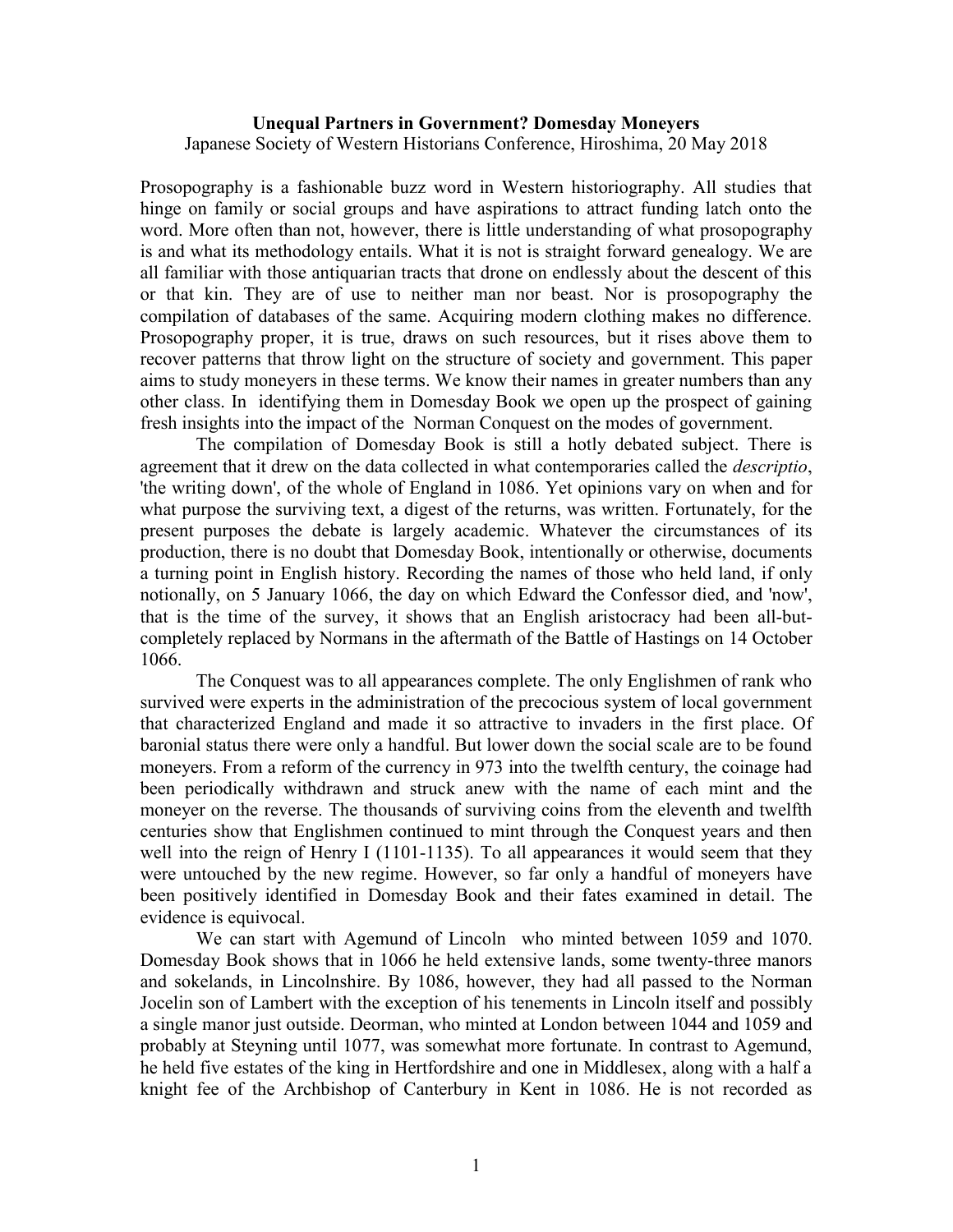**Unequal Partners in Government? Domesday Moneyers**

Japanese Society of Western Historians Conference, Hiroshima, 20 May 2018

Prosopography is a fashionable buzz word in Western historiography. All studies that hinge on family or social groups and have aspirations to attract funding latch onto the word. More often than not, however, there is little understanding of what prosopography is and what its methodology entails. What it is not is straight forward genealogy. We are all familiar with those antiquarian tracts that drone on endlessly about the descent of this or that kin. They are of use to neither man nor beast. Nor is prosopography the compilation of databases of the same. Acquiring modern clothing makes no difference. Prosopography proper, it is true, draws on such resources, but it rises above them to recover patterns that throw light on the structure of society and government. This paper aims to study moneyers in these terms. We know their names in greater numbers than any other class. In identifying them in Domesday Book we open up the prospect of gaining fresh insights into the impact of the Norman Conquest on the modes of government.

The compilation of Domesday Book is still a hotly debated subject. There is agreement that it drew on the data collected in what contemporaries called the *descriptio*, 'the writing down', of the whole of England in 1086. Yet opinions vary on when and for what purpose the surviving text, a digest of the returns, was written. Fortunately, for the present purposes the debate is largely academic. Whatever the circumstances of its production, there is no doubt that Domesday Book, intentionally or otherwise, documents a turning point in English history. Recording the names of those who held land, if only notionally, on 5 January 1066, the day on which Edward the Confessor died, and 'now', that is the time of the survey, it shows that an English aristocracy had been all-but-completely replaced by Normans in the aftermath of the Battle of Hastings on 14 October 1066.

The Conquest was to all appearances complete. The only Englishmen of rank who survived were experts in the administration of the precocious system of local government that characterized England and made it so attractive to invaders in the first place. Of baronial status there were only a handful. But lower down the social scale are to be found moneyers. From a reform of the currency in 973 into the twelfth century, the coinage had been periodically withdrawn and struck anew with the name of each mint and the moneyer on the reverse. The thousands of surviving coins from the eleventh and twelfth centuries show that Englishmen continued to mint through the Conquest years and then well into the reign of Henry I (1101-1135). To all appearances it would seem that they were untouched by the new regime. However, so far only a handful of moneyers have been positively identified in Domesday Book and their fates examined in detail. The evidence is equivocal.

We can start with Agemund of Lincoln who minted between 1059 and 1070. Domesday Book shows that in 1066 he held extensive lands, some twenty-three manors and sokelands, in Lincolnshire. By 1086, however, they had all passed to the Norman Jocelin son of Lambert with the exception of his tenements in Lincoln itself and possibly a single manor just outside. Deorman, who minted at London between 1044 and 1059 and probably at Steyning until 1077, was somewhat more fortunate. In contrast to Agemund, he held five estates of the king in Hertfordshire and one in Middlesex, along with a half a knight fee of the Archbishop of Canterbury in Kent in 1086. He is not recorded as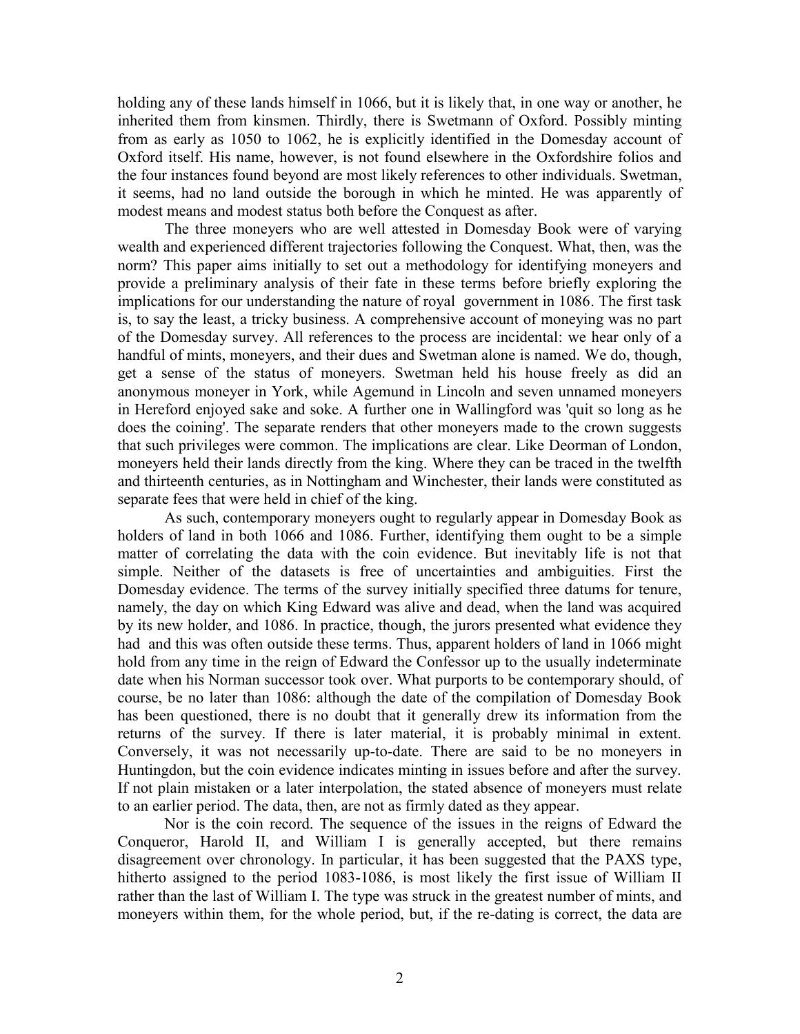holding any of these lands himself in 1066, but it is likely that, in one way or another, he inherited them from kinsmen. Thirdly, there is Swetmann of Oxford. Possibly minting from as early as 1050 to 1062, he is explicitly identified in the Domesday account of Oxford itself. His name, however, is not found elsewhere in the Oxfordshire folios and the four instances found beyond are most likely references to other individuals. Swetman, it seems, had no land outside the borough in which he minted. He was apparently of modest means and modest status both before the Conquest as after.

The three moneyers who are well attested in Domesday Book were of varying wealth and experienced different trajectories following the Conquest. What, then, was the norm? This paper aims initially to set out a methodology for identifying moneyers and provide a preliminary analysis of their fate in these terms before briefly exploring the implications for our understanding the nature of royal government in 1086. The first task is, to say the least, a tricky business. A comprehensive account of moneying was no part of the Domesday survey. All references to the process are incidental: we hear only of a handful of mints, moneyers, and their dues and Swetman alone is named. We do, though, get a sense of the status of moneyers. Swetman held his house freely as did an anonymous moneyer in York, while Agemund in Lincoln and seven unnamed moneyers in Hereford enjoyed sake and soke. A further one in Wallingford was 'quit so long as he does the coining'. The separate renders that other moneyers made to the crown suggests that such privileges were common. The implications are clear. Like Deorman of London, moneyers held their lands directly from the king. Where they can be traced in the twelfth and thirteenth centuries, as in Nottingham and Winchester, their lands were constituted as separate fees that were held in chief of the king.

As such, contemporary moneyers ought to regularly appear in Domesday Book as holders of land in both 1066 and 1086. Further, identifying them ought to be a simple matter of correlating the data with the coin evidence. But inevitably life is not that simple. Neither of the datasets is free of uncertainties and ambiguities. First the Domesday evidence. The terms of the survey initially specified three datums for tenure, namely, the day on which King Edward was alive and dead, when the land was acquired by its new holder, and 1086. In practice, though, the jurors presented what evidence they had and this was often outside these terms. Thus, apparent holders of land in 1066 might hold from any time in the reign of Edward the Confessor up to the usually indeterminate date when his Norman successor took over. What purports to be contemporary should, of course, be no later than 1086: although the date of the compilation of Domesday Book has been questioned, there is no doubt that it generally drew its information from the returns of the survey. If there is later material, it is probably minimal in extent. Conversely, it was not necessarily up-to-date. There are said to be no moneyers in Huntingdon, but the coin evidence indicates minting in issues before and after the survey. If not plain mistaken or a later interpolation, the stated absence of moneyers must relate to an earlier period. The data, then, are not as firmly dated as they appear.

Nor is the coin record. The sequence of the issues in the reigns of Edward the Conqueror, Harold II, and William I is generally accepted, but there remains disagreement over chronology. In particular, it has been suggested that the PAXS type, hitherto assigned to the period 1083-1086, is most likely the first issue of William II rather than the last of William I. The type was struck in the greatest number of mints, and moneyers within them, for the whole period, but, if the re-dating is correct, the data are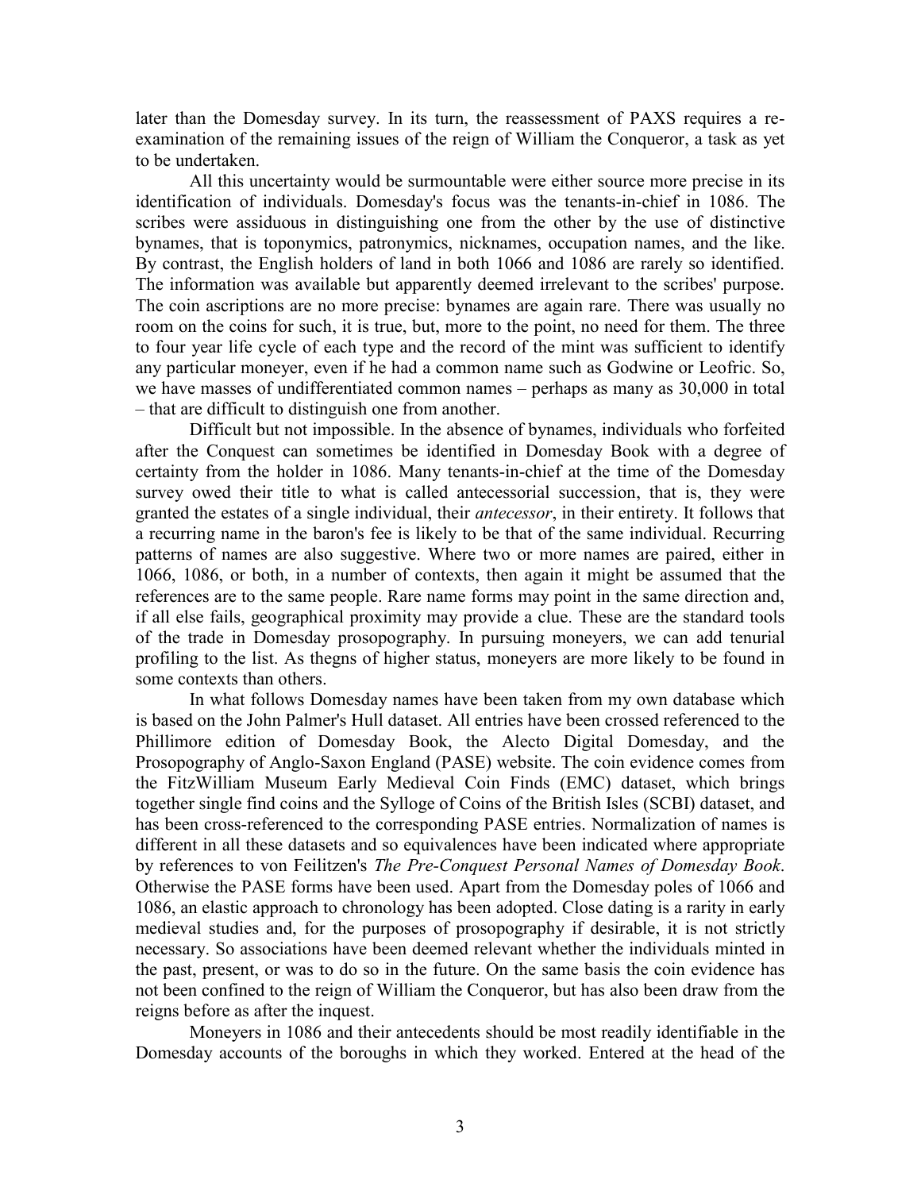later than the Domesday survey. In its turn, the reassessment of PAXS requires a re-examination of the remaining issues of the reign of William the Conqueror, a task as yet to be undertaken.

All this uncertainty would be surmountable were either source more precise in its identification of individuals. Domesday's focus was the tenants-in-chief in 1086. The scribes were assiduous in distinguishing one from the other by the use of distinctive bynames, that is toponymics, patronymics, nicknames, occupation names, and the like. By contrast, the English holders of land in both 1066 and 1086 are rarely so identified. The information was available but apparently deemed irrelevant to the scribes' purpose. The coin ascriptions are no more precise: bynames are again rare. There was usually no room on the coins for such, it is true, but, more to the point, no need for them. The three to four year life cycle of each type and the record of the mint was sufficient to identify any particular moneyer, even if he had a common name such as Godwine or Leofric. So, we have masses of undifferentiated common names – perhaps as many as 30,000 in total – that are difficult to distinguish one from another.

Difficult but not impossible. In the absence of bynames, individuals who forfeited after the Conquest can sometimes be identified in Domesday Book with a degree of certainty from the holder in 1086. Many tenants-in-chief at the time of the Domesday survey owed their title to what is called antecessorial succession, that is, they were granted the estates of a single individual, their *antecessor*, in their entirety. It follows that a recurring name in the baron's fee is likely to be that of the same individual. Recurring patterns of names are also suggestive. Where two or more names are paired, either in 1066, 1086, or both, in a number of contexts, then again it might be assumed that the references are to the same people. Rare name forms may point in the same direction and, if all else fails, geographical proximity may provide a clue. These are the standard tools of the trade in Domesday prosopography. In pursuing moneyers, we can add tenurial profiling to the list. As thegns of higher status, moneyers are more likely to be found in some contexts than others.

In what follows Domesday names have been taken from my own database which is based on the John Palmer's Hull dataset. All entries have been crossed referenced to the Phillimore edition of Domesday Book, the Alecto Digital Domesday, and the Prosopography of Anglo-Saxon England (PASE) website. The coin evidence comes from the FitzWilliam Museum Early Medieval Coin Finds (EMC) dataset, which brings together single find coins and the Sylloge of Coins of the British Isles (SCBI) dataset, and has been cross-referenced to the corresponding PASE entries. Normalization of names is different in all these datasets and so equivalences have been indicated where appropriate by references to von Feilitzen's *The Pre-Conquest Personal Names of Domesday Book*. Otherwise the PASE forms have been used. Apart from the Domesday poles of 1066 and 1086, an elastic approach to chronology has been adopted. Close dating is a rarity in early medieval studies and, for the purposes of prosopography if desirable, it is not strictly necessary. So associations have been deemed relevant whether the individuals minted in the past, present, or was to do so in the future. On the same basis the coin evidence has not been confined to the reign of William the Conqueror, but has also been draw from the reigns before as after the inquest.

Moneyers in 1086 and their antecedents should be most readily identifiable in the Domesday accounts of the boroughs in which they worked. Entered at the head of the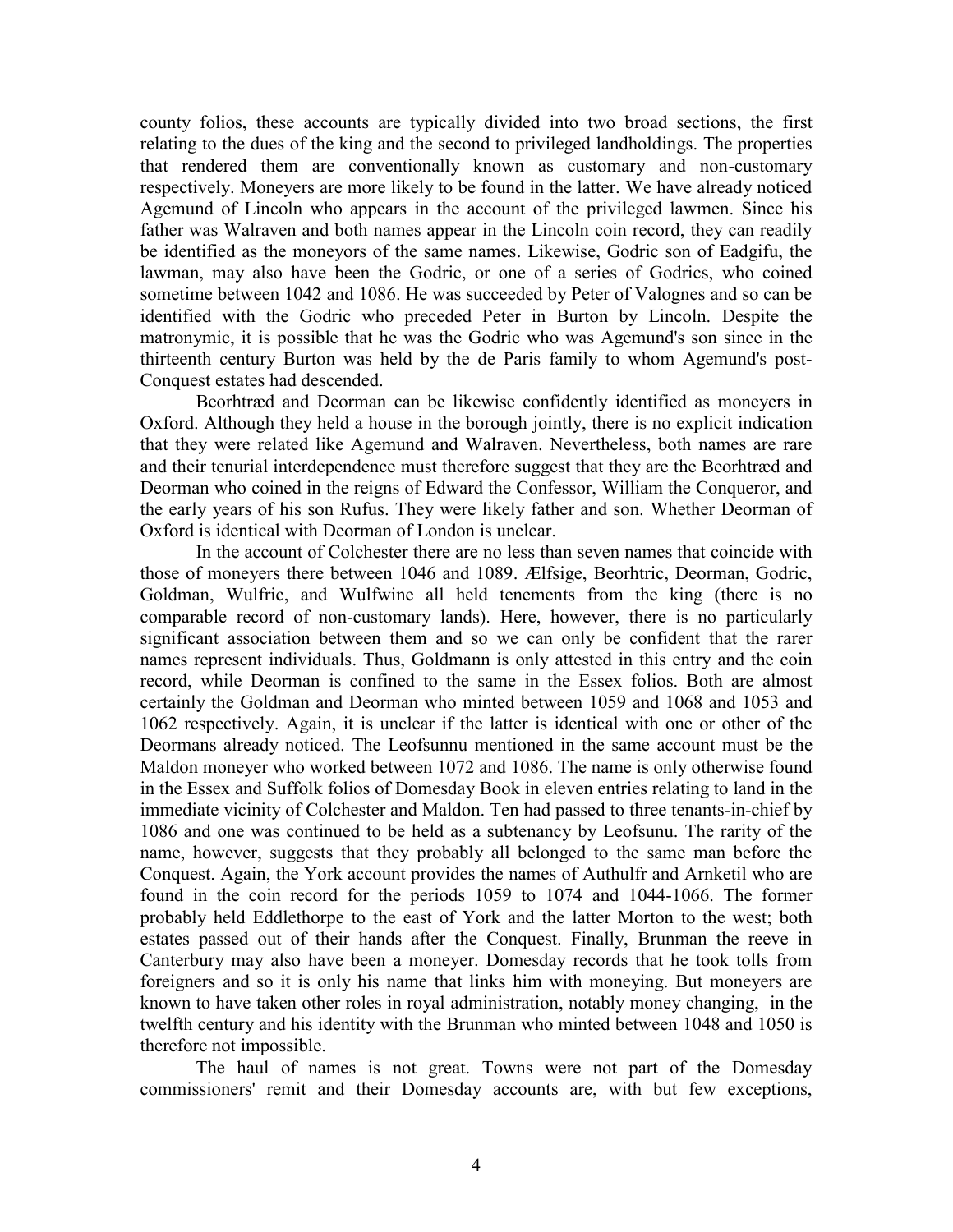county folios, these accounts are typically divided into two broad sections, the first relating to the dues of the king and the second to privileged landholdings. The properties that rendered them are conventionally known as customary and non-customary respectively. Moneyers are more likely to be found in the latter. We have already noticed Agemund of Lincoln who appears in the account of the privileged lawmen. Since his father was Walraven and both names appear in the Lincoln coin record, they can readily be identified as the moneyors of the same names. Likewise, Godric son of Eadgifu, the lawman, may also have been the Godric, or one of a series of Godrics, who coined sometime between 1042 and 1086. He was succeeded by Peter of Valognes and so can be identified with the Godric who preceded Peter in Burton by Lincoln. Despite the matronymic, it is possible that he was the Godric who was Agemund's son since in the thirteenth century Burton was held by the de Paris family to whom Agemund's post-Conquest estates had descended.

Beorhtræd and Deorman can be likewise confidently identified as moneyers in Oxford. Although they held a house in the borough jointly, there is no explicit indication that they were related like Agemund and Walraven. Nevertheless, both names are rare and their tenurial interdependence must therefore suggest that they are the Beorhtræd and Deorman who coined in the reigns of Edward the Confessor, William the Conqueror, and the early years of his son Rufus. They were likely father and son. Whether Deorman of Oxford is identical with Deorman of London is unclear.

In the account of Colchester there are no less than seven names that coincide with those of moneyers there between 1046 and 1089. Ælfsige, Beorhtric, Deorman, Godric, Goldman, Wulfric, and Wulfwine all held tenements from the king (there is no comparable record of non-customary lands). Here, however, there is no particularly significant association between them and so we can only be confident that the rarer names represent individuals. Thus, Goldmann is only attested in this entry and the coin record, while Deorman is confined to the same in the Essex folios. Both are almost certainly the Goldman and Deorman who minted between 1059 and 1068 and 1053 and 1062 respectively. Again, it is unclear if the latter is identical with one or other of the Deormans already noticed. The Leofsunnu mentioned in the same account must be the Maldon moneyer who worked between 1072 and 1086. The name is only otherwise found in the Essex and Suffolk folios of Domesday Book in eleven entries relating to land in the immediate vicinity of Colchester and Maldon. Ten had passed to three tenants-in-chief by 1086 and one was continued to be held as a subtenancy by Leofsunu. The rarity of the name, however, suggests that they probably all belonged to the same man before the Conquest. Again, the York account provides the names of Authulfr and Arnketil who are found in the coin record for the periods 1059 to 1074 and 1044-1066. The former probably held Eddlethorpe to the east of York and the latter Morton to the west; both estates passed out of their hands after the Conquest. Finally, Brunman the reeve in Canterbury may also have been a moneyer. Domesday records that he took tolls from foreigners and so it is only his name that links him with moneying. But moneyers are known to have taken other roles in royal administration, notably money changing, in the twelfth century and his identity with the Brunman who minted between 1048 and 1050 is therefore not impossible.

The haul of names is not great. Towns were not part of the Domesday commissioners' remit and their Domesday accounts are, with but few exceptions,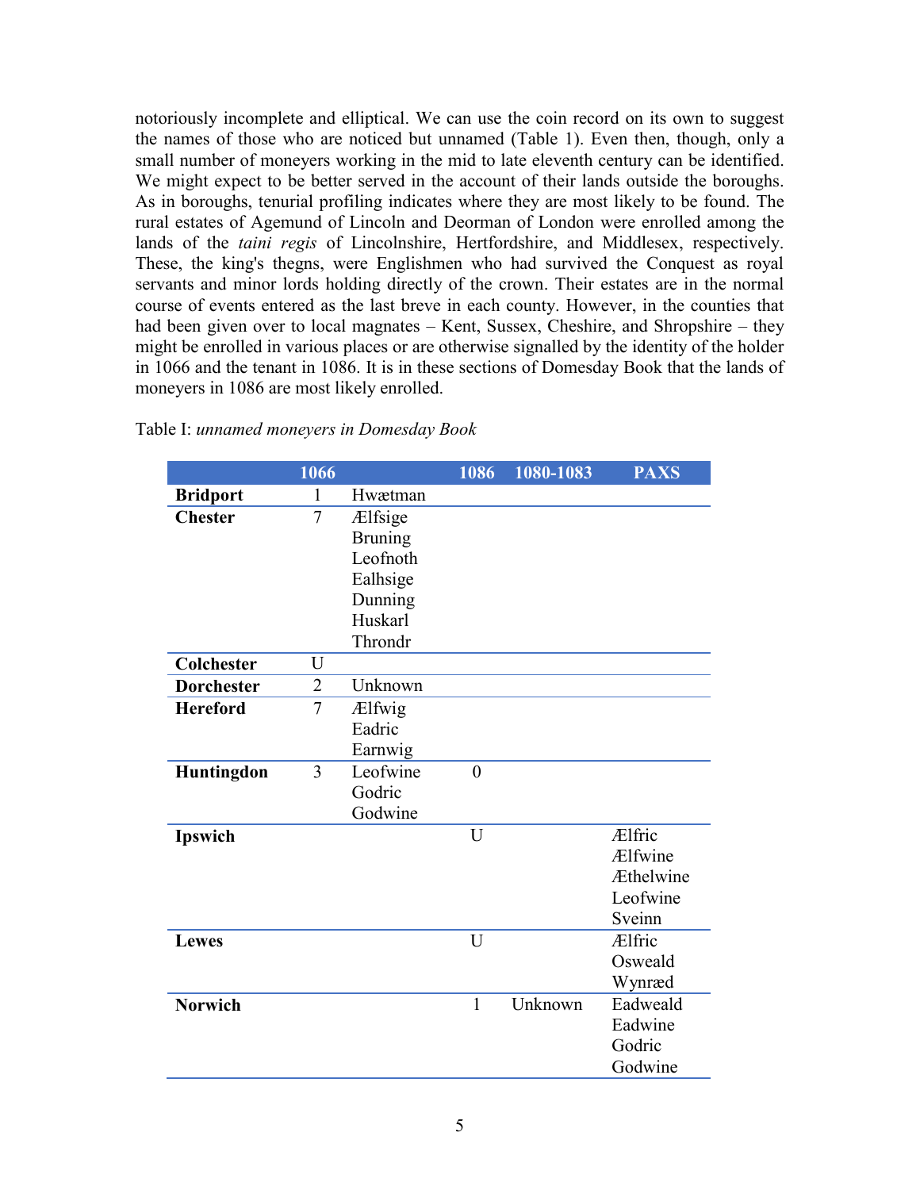notoriously incomplete and elliptical. We can use the coin record on its own to suggest the names of those who are noticed but unnamed (Table 1). Even then, though, only a small number of moneyers working in the mid to late eleventh century can be identified. We might expect to be better served in the account of their lands outside the boroughs. As in boroughs, tenurial profiling indicates where they are most likely to be found. The rural estates of Agemund of Lincoln and Deorman of London were enrolled among the lands of the *taini regis* of Lincolnshire, Hertfordshire, and Middlesex, respectively. These, the king's thegns, were Englishmen who had survived the Conquest as royal servants and minor lords holding directly of the crown. Their estates are in the normal course of events entered as the last breve in each county. However, in the counties that had been given over to local magnates – Kent, Sussex, Cheshire, and Shropshire – they might be enrolled in various places or are otherwise signalled by the identity of the holder in 1066 and the tenant in 1086. It is in these sections of Domesday Book that the lands of moneyers in 1086 are most likely enrolled.

Table I: *unnamed moneyers in Domesday Book*

| | 1066 | | 1086 | 1080-1083 | PAXS |
|---|---|---|---|---|---|
| **Bridport** | 1 | Hwætman | | | |
| **Chester** | 7 | Ælfsige<br>Bruning<br>Leofnoth<br>Ealhsige<br>Dunning<br>Huskarl<br>Throndr | | | |
| **Colchester** | U | | | | |
| **Dorchester** | 2 | Unknown | | | |
| **Hereford** | 7 | Ælfwig<br>Eadric<br>Earnwig | | | |
| **Huntingdon** | 3 | Leofwine<br>Godric<br>Godwine | 0 | | |
| **Ipswich** | | | U | | Ælfric<br>Ælfwine<br>Æthelwine<br>Leofwine<br>Sveinn |
| **Lewes** | | | U | | Ælfric<br>Osweald<br>Wynræd |
| **Norwich** | | | 1 | Unknown | Eadweald<br>Eadwine<br>Godric<br>Godwine |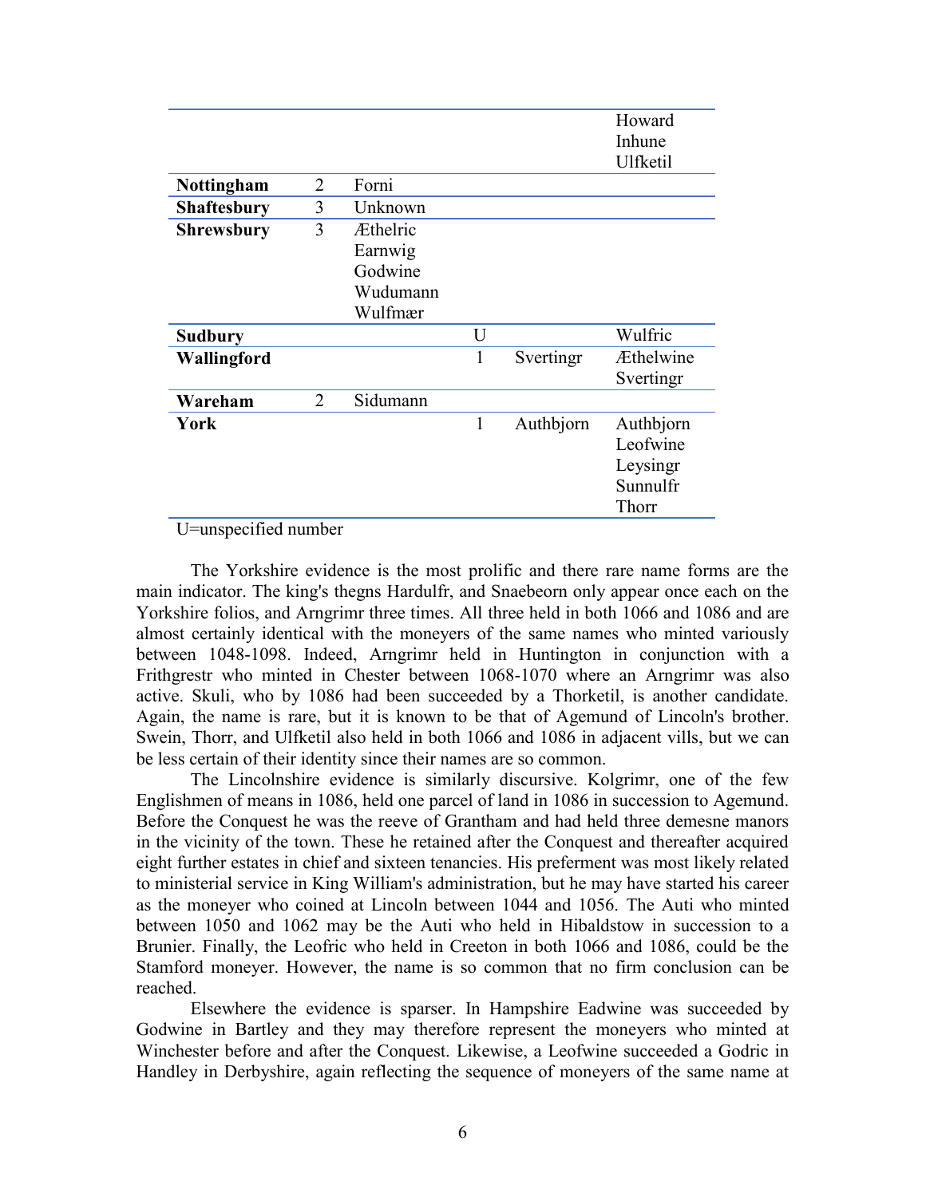| | | | | | |
|---|---|---|---|---|---|
| | | | | | Howard<br>Inhune<br>Ulfketil |
| **Nottingham** | 2 | Forni | | | |
| **Shaftesbury** | 3 | Unknown | | | |
| **Shrewsbury** | 3 | Æthelric<br>Earnwig<br>Godwine<br>Wudumann<br>Wulfmær | | | |
| **Sudbury** | | | U | | Wulfric |
| **Wallingford** | | | 1 | Svertingr | Æthelwine<br>Svertingr |
| **Wareham** | 2 | Sidumann | | | |
| **York** | | | 1 | Authbjorn | Authbjorn<br>Leofwine<br>Leysingr<br>Sunnulfr<br>Thorr |

U=unspecified number

The Yorkshire evidence is the most prolific and there rare name forms are the main indicator. The king's thegns Hardulfr, and Snaebeorn only appear once each on the Yorkshire folios, and Arngrimr three times. All three held in both 1066 and 1086 and are almost certainly identical with the moneyers of the same names who minted variously between 1048-1098. Indeed, Arngrimr held in Huntington in conjunction with a Frithgrestr who minted in Chester between 1068-1070 where an Arngrimr was also active. Skuli, who by 1086 had been succeeded by a Thorketil, is another candidate. Again, the name is rare, but it is known to be that of Agemund of Lincoln's brother. Swein, Thorr, and Ulfketil also held in both 1066 and 1086 in adjacent vills, but we can be less certain of their identity since their names are so common.

The Lincolnshire evidence is similarly discursive. Kolgrimr, one of the few Englishmen of means in 1086, held one parcel of land in 1086 in succession to Agemund. Before the Conquest he was the reeve of Grantham and had held three demesne manors in the vicinity of the town. These he retained after the Conquest and thereafter acquired eight further estates in chief and sixteen tenancies. His preferment was most likely related to ministerial service in King William's administration, but he may have started his career as the moneyer who coined at Lincoln between 1044 and 1056. The Auti who minted between 1050 and 1062 may be the Auti who held in Hibaldstow in succession to a Brunier. Finally, the Leofric who held in Creeton in both 1066 and 1086, could be the Stamford moneyer. However, the name is so common that no firm conclusion can be reached.

Elsewhere the evidence is sparser. In Hampshire Eadwine was succeeded by Godwine in Bartley and they may therefore represent the moneyers who minted at Winchester before and after the Conquest. Likewise, a Leofwine succeeded a Godric in Handley in Derbyshire, again reflecting the sequence of moneyers of the same name at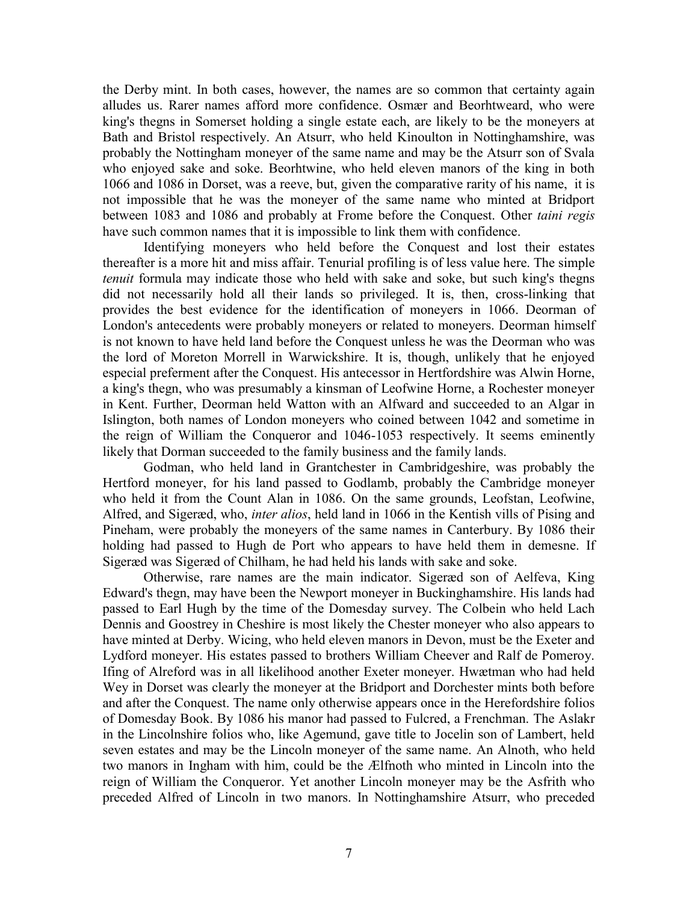the Derby mint. In both cases, however, the names are so common that certainty again alludes us. Rarer names afford more confidence. Osmær and Beorhtweard, who were king's thegns in Somerset holding a single estate each, are likely to be the moneyers at Bath and Bristol respectively. An Atsurr, who held Kinoulton in Nottinghamshire, was probably the Nottingham moneyer of the same name and may be the Atsurr son of Svala who enjoyed sake and soke. Beorhtwine, who held eleven manors of the king in both 1066 and 1086 in Dorset, was a reeve, but, given the comparative rarity of his name, it is not impossible that he was the moneyer of the same name who minted at Bridport between 1083 and 1086 and probably at Frome before the Conquest. Other *taini regis* have such common names that it is impossible to link them with confidence.

Identifying moneyers who held before the Conquest and lost their estates thereafter is a more hit and miss affair. Tenurial profiling is of less value here. The simple *tenuit* formula may indicate those who held with sake and soke, but such king's thegns did not necessarily hold all their lands so privileged. It is, then, cross-linking that provides the best evidence for the identification of moneyers in 1066. Deorman of London's antecedents were probably moneyers or related to moneyers. Deorman himself is not known to have held land before the Conquest unless he was the Deorman who was the lord of Moreton Morrell in Warwickshire. It is, though, unlikely that he enjoyed especial preferment after the Conquest. His antecessor in Hertfordshire was Alwin Horne, a king's thegn, who was presumably a kinsman of Leofwine Horne, a Rochester moneyer in Kent. Further, Deorman held Watton with an Alfward and succeeded to an Algar in Islington, both names of London moneyers who coined between 1042 and sometime in the reign of William the Conqueror and 1046-1053 respectively. It seems eminently likely that Dorman succeeded to the family business and the family lands.

Godman, who held land in Grantchester in Cambridgeshire, was probably the Hertford moneyer, for his land passed to Godlamb, probably the Cambridge moneyer who held it from the Count Alan in 1086. On the same grounds, Leofstan, Leofwine, Alfred, and Sigeræd, who, *inter alios*, held land in 1066 in the Kentish vills of Pising and Pineham, were probably the moneyers of the same names in Canterbury. By 1086 their holding had passed to Hugh de Port who appears to have held them in demesne. If Sigeræd was Sigeræd of Chilham, he had held his lands with sake and soke.

Otherwise, rare names are the main indicator. Sigeræd son of Aelfeva, King Edward's thegn, may have been the Newport moneyer in Buckinghamshire. His lands had passed to Earl Hugh by the time of the Domesday survey. The Colbein who held Lach Dennis and Goostrey in Cheshire is most likely the Chester moneyer who also appears to have minted at Derby. Wicing, who held eleven manors in Devon, must be the Exeter and Lydford moneyer. His estates passed to brothers William Cheever and Ralf de Pomeroy. Ifing of Alreford was in all likelihood another Exeter moneyer. Hwætman who had held Wey in Dorset was clearly the moneyer at the Bridport and Dorchester mints both before and after the Conquest. The name only otherwise appears once in the Herefordshire folios of Domesday Book. By 1086 his manor had passed to Fulcred, a Frenchman. The Aslakr in the Lincolnshire folios who, like Agemund, gave title to Jocelin son of Lambert, held seven estates and may be the Lincoln moneyer of the same name. An Alnoth, who held two manors in Ingham with him, could be the Ælfnoth who minted in Lincoln into the reign of William the Conqueror. Yet another Lincoln moneyer may be the Asfrith who preceded Alfred of Lincoln in two manors. In Nottinghamshire Atsurr, who preceded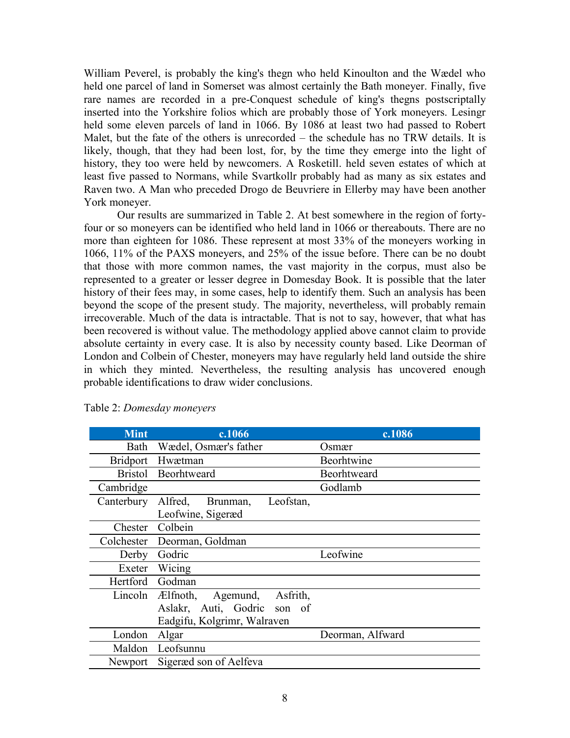William Peverel, is probably the king's thegn who held Kinoulton and the Wædel who held one parcel of land in Somerset was almost certainly the Bath moneyer. Finally, five rare names are recorded in a pre-Conquest schedule of king's thegns postscriptally inserted into the Yorkshire folios which are probably those of York moneyers. Lesingr held some eleven parcels of land in 1066. By 1086 at least two had passed to Robert Malet, but the fate of the others is unrecorded – the schedule has no TRW details. It is likely, though, that they had been lost, for, by the time they emerge into the light of history, they too were held by newcomers. A Rosketill. held seven estates of which at least five passed to Normans, while Svartkollr probably had as many as six estates and Raven two. A Man who preceded Drogo de Beuvriere in Ellerby may have been another York moneyer.

Our results are summarized in Table 2. At best somewhere in the region of forty-four or so moneyers can be identified who held land in 1066 or thereabouts. There are no more than eighteen for 1086. These represent at most 33% of the moneyers working in 1066, 11% of the PAXS moneyers, and 25% of the issue before. There can be no doubt that those with more common names, the vast majority in the corpus, must also be represented to a greater or lesser degree in Domesday Book. It is possible that the later history of their fees may, in some cases, help to identify them. Such an analysis has been beyond the scope of the present study. The majority, nevertheless, will probably remain irrecoverable. Much of the data is intractable. That is not to say, however, that what has been recovered is without value. The methodology applied above cannot claim to provide absolute certainty in every case. It is also by necessity county based. Like Deorman of London and Colbein of Chester, moneyers may have regularly held land outside the shire in which they minted. Nevertheless, the resulting analysis has uncovered enough probable identifications to draw wider conclusions.

Table 2: *Domesday moneyers*

| Mint | c.1066 | c.1086 |
|---|---|---|
| Bath | Wædel, Osmær's father | Osmær |
| Bridport | Hwætman | Beorhtwine |
| Bristol | Beorhtweard | Beorhtweard |
| Cambridge | | Godlamb |
| Canterbury | Alfred, Brunman, Leofstan, Leofwine, Sigeræd | |
| Chester | Colbein | |
| Colchester | Deorman, Goldman | |
| Derby | Godric | Leofwine |
| Exeter | Wicing | |
| Hertford | Godman | |
| Lincoln | Ælfnoth, Agemund, Asfrith, Aslakr, Auti, Godric son of Eadgifu, Kolgrimr, Walraven | |
| London | Algar | Deorman, Alfward |
| Maldon | Leofsunnu | |
| Newport | Sigeræd son of Aelfeva | |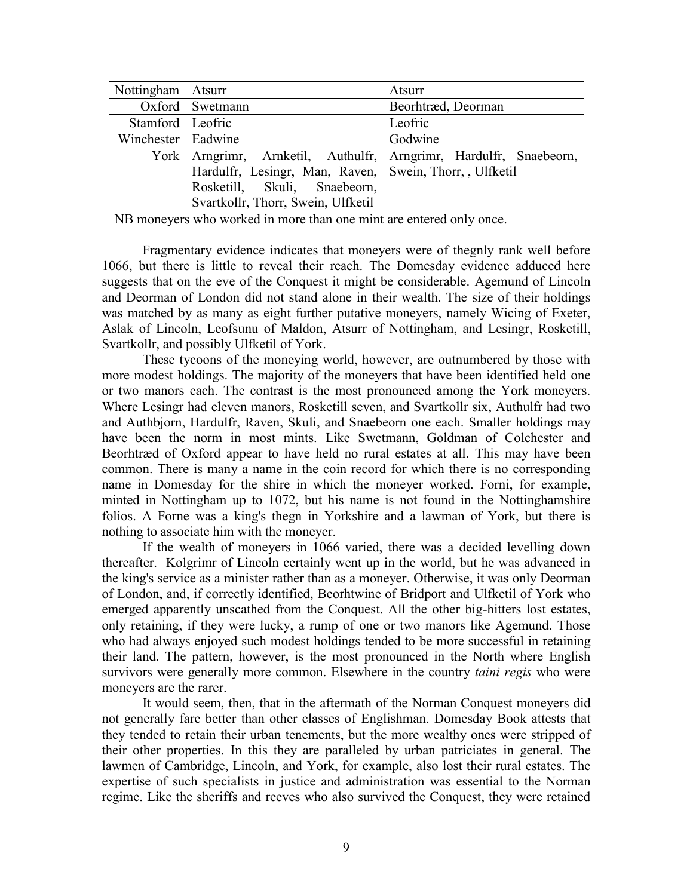| | | |
|---|---|---|
| Nottingham | Atsurr | Atsurr |
| Oxford | Swetmann | Beorhtræd, Deorman |
| Stamford | Leofric | Leofric |
| Winchester | Eadwine | Godwine |
| York | Arngrimr, Arnketil, Authulfr, Hardulfr, Lesingr, Man, Raven, Rosketill, Skuli, Snaebeorn, Svartkollr, Thorr, Swein, Ulfketil | Arngrimr, Hardulfr, Snaebeorn, Swein, Thorr, , Ulfketil |

NB moneyers who worked in more than one mint are entered only once.

Fragmentary evidence indicates that moneyers were of thegnly rank well before 1066, but there is little to reveal their reach. The Domesday evidence adduced here suggests that on the eve of the Conquest it might be considerable. Agemund of Lincoln and Deorman of London did not stand alone in their wealth. The size of their holdings was matched by as many as eight further putative moneyers, namely Wicing of Exeter, Aslak of Lincoln, Leofsunu of Maldon, Atsurr of Nottingham, and Lesingr, Rosketill, Svartkollr, and possibly Ulfketil of York.

These tycoons of the moneying world, however, are outnumbered by those with more modest holdings. The majority of the moneyers that have been identified held one or two manors each. The contrast is the most pronounced among the York moneyers. Where Lesingr had eleven manors, Rosketill seven, and Svartkollr six, Authulfr had two and Authbjorn, Hardulfr, Raven, Skuli, and Snaebeorn one each. Smaller holdings may have been the norm in most mints. Like Swetmann, Goldman of Colchester and Beorhtræd of Oxford appear to have held no rural estates at all. This may have been common. There is many a name in the coin record for which there is no corresponding name in Domesday for the shire in which the moneyer worked. Forni, for example, minted in Nottingham up to 1072, but his name is not found in the Nottinghamshire folios. A Forne was a king's thegn in Yorkshire and a lawman of York, but there is nothing to associate him with the moneyer.

If the wealth of moneyers in 1066 varied, there was a decided levelling down thereafter. Kolgrimr of Lincoln certainly went up in the world, but he was advanced in the king's service as a minister rather than as a moneyer. Otherwise, it was only Deorman of London, and, if correctly identified, Beorhtwine of Bridport and Ulfketil of York who emerged apparently unscathed from the Conquest. All the other big-hitters lost estates, only retaining, if they were lucky, a rump of one or two manors like Agemund. Those who had always enjoyed such modest holdings tended to be more successful in retaining their land. The pattern, however, is the most pronounced in the North where English survivors were generally more common. Elsewhere in the country *taini regis* who were moneyers are the rarer.

It would seem, then, that in the aftermath of the Norman Conquest moneyers did not generally fare better than other classes of Englishman. Domesday Book attests that they tended to retain their urban tenements, but the more wealthy ones were stripped of their other properties. In this they are paralleled by urban patriciates in general. The lawmen of Cambridge, Lincoln, and York, for example, also lost their rural estates. The expertise of such specialists in justice and administration was essential to the Norman regime. Like the sheriffs and reeves who also survived the Conquest, they were retained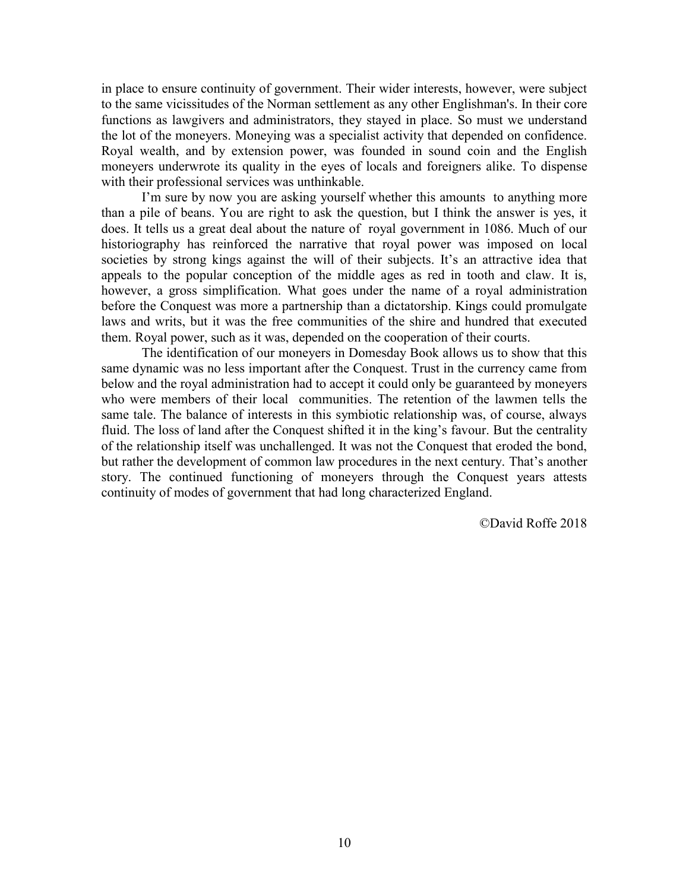in place to ensure continuity of government. Their wider interests, however, were subject to the same vicissitudes of the Norman settlement as any other Englishman's. In their core functions as lawgivers and administrators, they stayed in place. So must we understand the lot of the moneyers. Moneying was a specialist activity that depended on confidence. Royal wealth, and by extension power, was founded in sound coin and the English moneyers underwrote its quality in the eyes of locals and foreigners alike. To dispense with their professional services was unthinkable.

I'm sure by now you are asking yourself whether this amounts to anything more than a pile of beans. You are right to ask the question, but I think the answer is yes, it does. It tells us a great deal about the nature of royal government in 1086. Much of our historiography has reinforced the narrative that royal power was imposed on local societies by strong kings against the will of their subjects. It's an attractive idea that appeals to the popular conception of the middle ages as red in tooth and claw. It is, however, a gross simplification. What goes under the name of a royal administration before the Conquest was more a partnership than a dictatorship. Kings could promulgate laws and writs, but it was the free communities of the shire and hundred that executed them. Royal power, such as it was, depended on the cooperation of their courts.

The identification of our moneyers in Domesday Book allows us to show that this same dynamic was no less important after the Conquest. Trust in the currency came from below and the royal administration had to accept it could only be guaranteed by moneyers who were members of their local communities. The retention of the lawmen tells the same tale. The balance of interests in this symbiotic relationship was, of course, always fluid. The loss of land after the Conquest shifted it in the king's favour. But the centrality of the relationship itself was unchallenged. It was not the Conquest that eroded the bond, but rather the development of common law procedures in the next century. That's another story. The continued functioning of moneyers through the Conquest years attests continuity of modes of government that had long characterized England.

©David Roffe 2018